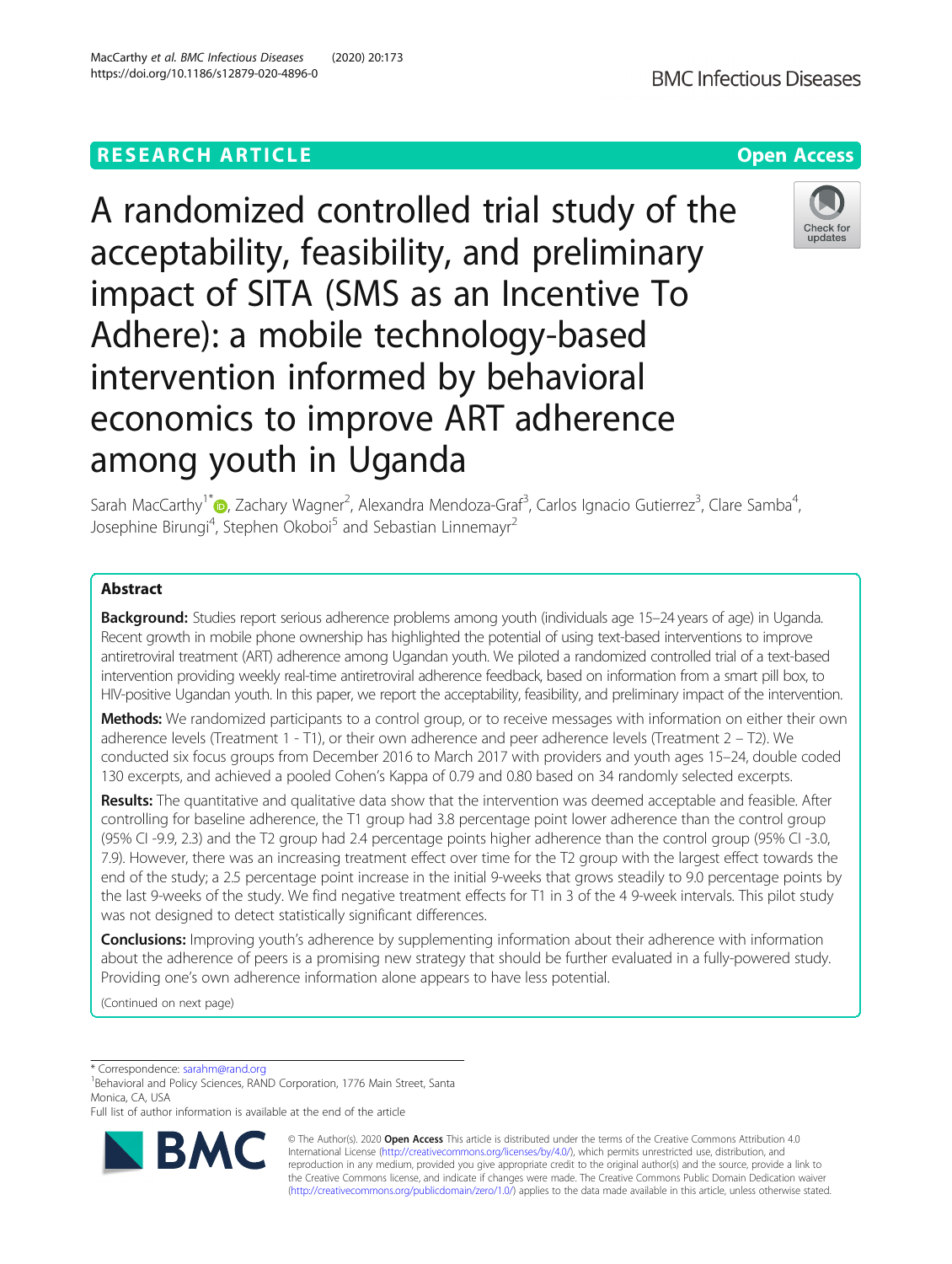RESEARCH ARTICLE

Open Access

# A randomized controlled trial study of the acceptability, feasibility, and preliminary impact of SITA (SMS as an Incentive To Adhere): a mobile technology-based intervention informed by behavioral economics to improve ART adherence among youth in Uganda

Sarah MacCarthy[1*], Zachary Wagner[2], Alexandra Mendoza-Graf[3], Carlos Ignacio Gutierrez[3], Clare Samba[4], Josephine Birungi[4], Stephen Okoboi[5] and Sebastian Linnemayr[2]

## Abstract

**Background:** Studies report serious adherence problems among youth (individuals age 15–24 years of age) in Uganda. Recent growth in mobile phone ownership has highlighted the potential of using text-based interventions to improve antiretroviral treatment (ART) adherence among Ugandan youth. We piloted a randomized controlled trial of a text-based intervention providing weekly real-time antiretroviral adherence feedback, based on information from a smart pill box, to HIV-positive Ugandan youth. In this paper, we report the acceptability, feasibility, and preliminary impact of the intervention.

**Methods:** We randomized participants to a control group, or to receive messages with information on either their own adherence levels (Treatment 1 - T1), or their own adherence and peer adherence levels (Treatment 2 – T2). We conducted six focus groups from December 2016 to March 2017 with providers and youth ages 15–24, double coded 130 excerpts, and achieved a pooled Cohen's Kappa of 0.79 and 0.80 based on 34 randomly selected excerpts.

**Results:** The quantitative and qualitative data show that the intervention was deemed acceptable and feasible. After controlling for baseline adherence, the T1 group had 3.8 percentage point lower adherence than the control group (95% CI -9.9, 2.3) and the T2 group had 2.4 percentage points higher adherence than the control group (95% CI -3.0, 7.9). However, there was an increasing treatment effect over time for the T2 group with the largest effect towards the end of the study; a 2.5 percentage point increase in the initial 9-weeks that grows steadily to 9.0 percentage points by the last 9-weeks of the study. We find negative treatment effects for T1 in 3 of the 4 9-week intervals. This pilot study was not designed to detect statistically significant differences.

**Conclusions:** Improving youth's adherence by supplementing information about their adherence with information about the adherence of peers is a promising new strategy that should be further evaluated in a fully-powered study. Providing one's own adherence information alone appears to have less potential.

(Continued on next page)

\* Correspondence: sarahm@rand.org
[1]Behavioral and Policy Sciences, RAND Corporation, 1776 Main Street, Santa Monica, CA, USA
Full list of author information is available at the end of the article

© The Author(s). 2020 **Open Access** This article is distributed under the terms of the Creative Commons Attribution 4.0 International License (http://creativecommons.org/licenses/by/4.0/), which permits unrestricted use, distribution, and reproduction in any medium, provided you give appropriate credit to the original author(s) and the source, provide a link to the Creative Commons license, and indicate if changes were made. The Creative Commons Public Domain Dedication waiver (http://creativecommons.org/publicdomain/zero/1.0/) applies to the data made available in this article, unless otherwise stated.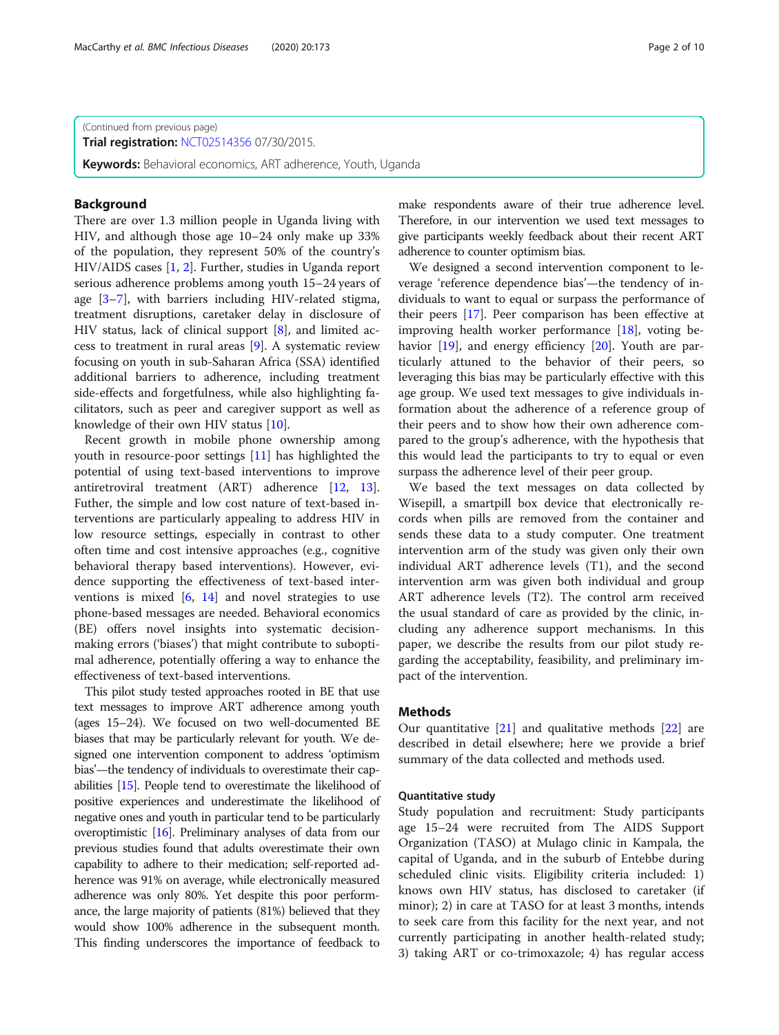(Continued from previous page)

**Trial registration:** NCT02514356 07/30/2015.

**Keywords:** Behavioral economics, ART adherence, Youth, Uganda

## Background

There are over 1.3 million people in Uganda living with HIV, and although those age 10–24 only make up 33% of the population, they represent 50% of the country's HIV/AIDS cases [1, 2]. Further, studies in Uganda report serious adherence problems among youth 15–24 years of age [3–7], with barriers including HIV-related stigma, treatment disruptions, caretaker delay in disclosure of HIV status, lack of clinical support [8], and limited access to treatment in rural areas [9]. A systematic review focusing on youth in sub-Saharan Africa (SSA) identified additional barriers to adherence, including treatment side-effects and forgetfulness, while also highlighting facilitators, such as peer and caregiver support as well as knowledge of their own HIV status [10].

Recent growth in mobile phone ownership among youth in resource-poor settings [11] has highlighted the potential of using text-based interventions to improve antiretroviral treatment (ART) adherence [12, 13]. Futher, the simple and low cost nature of text-based interventions are particularly appealing to address HIV in low resource settings, especially in contrast to other often time and cost intensive approaches (e.g., cognitive behavioral therapy based interventions). However, evidence supporting the effectiveness of text-based interventions is mixed [6, 14] and novel strategies to use phone-based messages are needed. Behavioral economics (BE) offers novel insights into systematic decision-making errors ('biases') that might contribute to suboptimal adherence, potentially offering a way to enhance the effectiveness of text-based interventions.

This pilot study tested approaches rooted in BE that use text messages to improve ART adherence among youth (ages 15–24). We focused on two well-documented BE biases that may be particularly relevant for youth. We designed one intervention component to address 'optimism bias'—the tendency of individuals to overestimate their capabilities [15]. People tend to overestimate the likelihood of positive experiences and underestimate the likelihood of negative ones and youth in particular tend to be particularly overoptimistic [16]. Preliminary analyses of data from our previous studies found that adults overestimate their own capability to adhere to their medication; self-reported adherence was 91% on average, while electronically measured adherence was only 80%. Yet despite this poor performance, the large majority of patients (81%) believed that they would show 100% adherence in the subsequent month. This finding underscores the importance of feedback to make respondents aware of their true adherence level. Therefore, in our intervention we used text messages to give participants weekly feedback about their recent ART adherence to counter optimism bias.

We designed a second intervention component to leverage 'reference dependence bias'—the tendency of individuals to want to equal or surpass the performance of their peers [17]. Peer comparison has been effective at improving health worker performance [18], voting behavior [19], and energy efficiency [20]. Youth are particularly attuned to the behavior of their peers, so leveraging this bias may be particularly effective with this age group. We used text messages to give individuals information about the adherence of a reference group of their peers and to show how their own adherence compared to the group's adherence, with the hypothesis that this would lead the participants to try to equal or even surpass the adherence level of their peer group.

We based the text messages on data collected by Wisepill, a smartpill box device that electronically records when pills are removed from the container and sends these data to a study computer. One treatment intervention arm of the study was given only their own individual ART adherence levels (T1), and the second intervention arm was given both individual and group ART adherence levels (T2). The control arm received the usual standard of care as provided by the clinic, including any adherence support mechanisms. In this paper, we describe the results from our pilot study regarding the acceptability, feasibility, and preliminary impact of the intervention.

## Methods

Our quantitative [21] and qualitative methods [22] are described in detail elsewhere; here we provide a brief summary of the data collected and methods used.

### Quantitative study

Study population and recruitment: Study participants age 15–24 were recruited from The AIDS Support Organization (TASO) at Mulago clinic in Kampala, the capital of Uganda, and in the suburb of Entebbe during scheduled clinic visits. Eligibility criteria included: 1) knows own HIV status, has disclosed to caretaker (if minor); 2) in care at TASO for at least 3 months, intends to seek care from this facility for the next year, and not currently participating in another health-related study; 3) taking ART or co-trimoxazole; 4) has regular access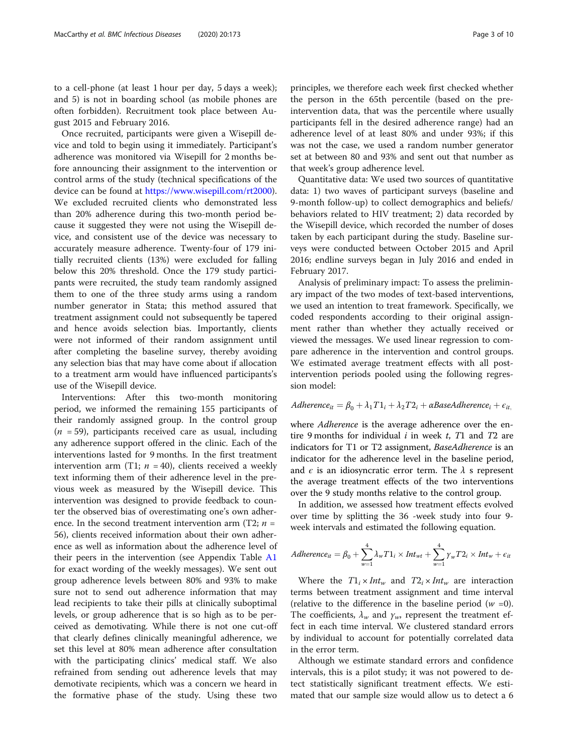to a cell-phone (at least 1 hour per day, 5 days a week); and 5) is not in boarding school (as mobile phones are often forbidden). Recruitment took place between August 2015 and February 2016.

Once recruited, participants were given a Wisepill device and told to begin using it immediately. Participant's adherence was monitored via Wisepill for 2 months before announcing their assignment to the intervention or control arms of the study (technical specifications of the device can be found at https://www.wisepill.com/rt2000). We excluded recruited clients who demonstrated less than 20% adherence during this two-month period because it suggested they were not using the Wisepill device, and consistent use of the device was necessary to accurately measure adherence. Twenty-four of 179 initially recruited clients (13%) were excluded for falling below this 20% threshold. Once the 179 study participants were recruited, the study team randomly assigned them to one of the three study arms using a random number generator in Stata; this method assured that treatment assignment could not subsequently be tapered and hence avoids selection bias. Importantly, clients were not informed of their random assignment until after completing the baseline survey, thereby avoiding any selection bias that may have come about if allocation to a treatment arm would have influenced participants's use of the Wisepill device.

Interventions: After this two-month monitoring period, we informed the remaining 155 participants of their randomly assigned group. In the control group ($n$ = 59), participants received care as usual, including any adherence support offered in the clinic. Each of the interventions lasted for 9 months. In the first treatment intervention arm (T1; $n$ = 40), clients received a weekly text informing them of their adherence level in the previous week as measured by the Wisepill device. This intervention was designed to provide feedback to counter the observed bias of overestimating one's own adherence. In the second treatment intervention arm (T2; $n$ = 56), clients received information about their own adherence as well as information about the adherence level of their peers in the intervention (see Appendix Table A1 for exact wording of the weekly messages). We sent out group adherence levels between 80% and 93% to make sure not to send out adherence information that may lead recipients to take their pills at clinically suboptimal levels, or group adherence that is so high as to be perceived as demotivating. While there is not one cut-off that clearly defines clinically meaningful adherence, we set this level at 80% mean adherence after consultation with the participating clinics' medical staff. We also refrained from sending out adherence levels that may demotivate recipients, which was a concern we heard in the formative phase of the study. Using these two principles, we therefore each week first checked whether the person in the 65th percentile (based on the pre-intervention data, that was the percentile where usually participants fell in the desired adherence range) had an adherence level of at least 80% and under 93%; if this was not the case, we used a random number generator set at between 80 and 93% and sent out that number as that week's group adherence level.

Quantitative data: We used two sources of quantitative data: 1) two waves of participant surveys (baseline and 9-month follow-up) to collect demographics and beliefs/behaviors related to HIV treatment; 2) data recorded by the Wisepill device, which recorded the number of doses taken by each participant during the study. Baseline surveys were conducted between October 2015 and April 2016; endline surveys began in July 2016 and ended in February 2017.

Analysis of preliminary impact: To assess the preliminary impact of the two modes of text-based interventions, we used an intention to treat framework. Specifically, we coded respondents according to their original assignment rather than whether they actually received or viewed the messages. We used linear regression to compare adherence in the intervention and control groups. We estimated average treatment effects with all post-intervention periods pooled using the following regression model:

$$Adherence_{it} = \beta_0 + \lambda_1 T1_i + \lambda_2 T2_i + \alpha BaseAdherence_i + \epsilon_{it,}$$

where *Adherence* is the average adherence over the entire 9 months for individual $i$ in week $t$, $T1$ and $T2$ are indicators for T1 or T2 assignment, *BaseAdherence* is an indicator for the adherence level in the baseline period, and $\epsilon$ is an idiosyncratic error term. The $\lambda$ s represent the average treatment effects of the two interventions over the 9 study months relative to the control group.

In addition, we assessed how treatment effects evolved over time by splitting the 36 -week study into four 9-week intervals and estimated the following equation.

$$Adherence_{it} = \beta_0 + \sum_{w=1}^{4} \lambda_w T1_i \times Int_{wt} + \sum_{w=1}^{4} \gamma_w T2_i \times Int_w + \epsilon_{it}$$

Where the $T1_i \times Int_w$ and $T2_i \times Int_w$ are interaction terms between treatment assignment and time interval (relative to the difference in the baseline period ($w$ =0). The coefficients, $\lambda_w$ and $\gamma_w$, represent the treatment effect in each time interval. We clustered standard errors by individual to account for potentially correlated data in the error term.

Although we estimate standard errors and confidence intervals, this is a pilot study; it was not powered to detect statistically significant treatment effects. We estimated that our sample size would allow us to detect a 6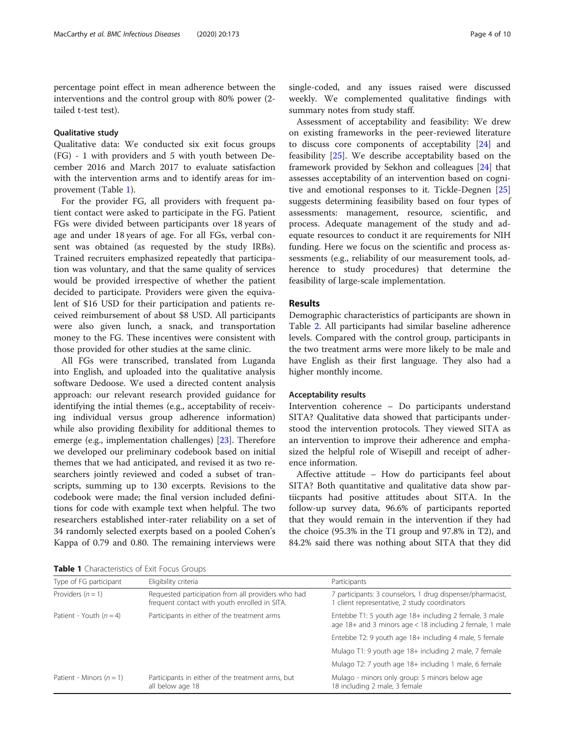percentage point effect in mean adherence between the interventions and the control group with 80% power (2-tailed t-test test).

### Qualitative study

Qualitative data: We conducted six exit focus groups (FG) - 1 with providers and 5 with youth between December 2016 and March 2017 to evaluate satisfaction with the intervention arms and to identify areas for improvement (Table 1).

For the provider FG, all providers with frequent patient contact were asked to participate in the FG. Patient FGs were divided between participants over 18 years of age and under 18 years of age. For all FGs, verbal consent was obtained (as requested by the study IRBs). Trained recruiters emphasized repeatedly that participation was voluntary, and that the same quality of services would be provided irrespective of whether the patient decided to participate. Providers were given the equivalent of $16 USD for their participation and patients received reimbursement of about $8 USD. All participants were also given lunch, a snack, and transportation money to the FG. These incentives were consistent with those provided for other studies at the same clinic.

All FGs were transcribed, translated from Luganda into English, and uploaded into the qualitative analysis software Dedoose. We used a directed content analysis approach: our relevant research provided guidance for identifying the intial themes (e.g., acceptability of receiving individual versus group adherence information) while also providing flexibility for additional themes to emerge (e.g., implementation challenges) [23]. Therefore we developed our preliminary codebook based on initial themes that we had anticipated, and revised it as two researchers jointly reviewed and coded a subset of transcripts, summing up to 130 excerpts. Revisions to the codebook were made; the final version included definitions for code with example text when helpful. The two researchers established inter-rater reliability on a set of 34 randomly selected exerpts based on a pooled Cohen's Kappa of 0.79 and 0.80. The remaining interviews were single-coded, and any issues raised were discussed weekly. We complemented qualitative findings with summary notes from study staff.

Assessment of acceptability and feasibility: We drew on existing frameworks in the peer-reviewed literature to discuss core components of acceptability [24] and feasibility [25]. We describe acceptability based on the framework provided by Sekhon and colleagues [24] that assesses acceptability of an intervention based on cognitive and emotional responses to it. Tickle-Degnen [25] suggests determining feasibility based on four types of assessments: management, resource, scientific, and process. Adequate management of the study and adequate resources to conduct it are requirements for NIH funding. Here we focus on the scientific and process assessments (e.g., reliability of our measurement tools, adherence to study procedures) that determine the feasibility of large-scale implementation.

## Results

Demographic characteristics of participants are shown in Table 2. All participants had similar baseline adherence levels. Compared with the control group, participants in the two treatment arms were more likely to be male and have English as their first language. They also had a higher monthly income.

### Acceptability results

Intervention coherence – Do participants understand SITA? Qualitative data showed that participants understood the intervention protocols. They viewed SITA as an intervention to improve their adherence and emphasized the helpful role of Wisepill and receipt of adherence information.

Affective attitude – How do participants feel about SITA? Both quantitative and qualitative data show partiicpants had positive attitudes about SITA. In the follow-up survey data, 96.6% of participants reported that they would remain in the intervention if they had the choice (95.3% in the T1 group and 97.8% in T2), and 84.2% said there was nothing about SITA that they did

**Table 1** Characteristics of Exit Focus Groups

| Type of FG participant | Eligibility criteria | Participants |
|---|---|---|
| Providers ($n = 1$) | Requested participation from all providers who had frequent contact with youth enrolled in SITA. | 7 participants: 3 counselors, 1 drug dispenser/pharmacist, 1 client representative, 2 study coordinators |
| Patient - Youth ($n = 4$) | Participants in either of the treatment arms | Entebbe T1: 5 youth age 18+ including 2 female, 3 male age 18+ and 3 minors age < 18 including 2 female, 1 male |
| | | Entebbe T2: 9 youth age 18+ including 4 male, 5 female |
| | | Mulago T1: 9 youth age 18+ including 2 male, 7 female |
| | | Mulago T2: 7 youth age 18+ including 1 male, 6 female |
| Patient - Minors ($n = 1$) | Participants in either of the treatment arms, but all below age 18 | Mulago - minors only group: 5 minors below age 18 including 2 male, 3 female |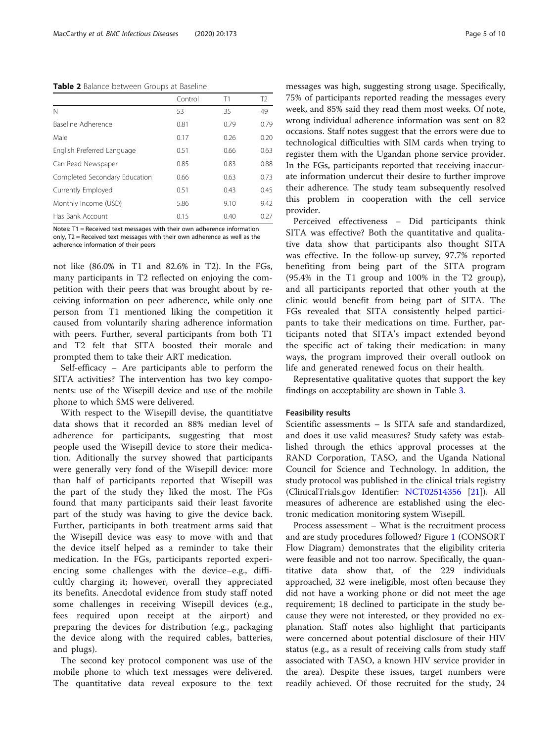**Table 2** Balance between Groups at Baseline

| | Control | T1 | T2 |
|---|---|---|---|
| N | 53 | 35 | 49 |
| Baseline Adherence | 0.81 | 0.79 | 0.79 |
| Male | 0.17 | 0.26 | 0.20 |
| English Preferred Language | 0.51 | 0.66 | 0.63 |
| Can Read Newspaper | 0.85 | 0.83 | 0.88 |
| Completed Secondary Education | 0.66 | 0.63 | 0.73 |
| Currently Employed | 0.51 | 0.43 | 0.45 |
| Monthly Income (USD) | 5.86 | 9.10 | 9.42 |
| Has Bank Account | 0.15 | 0.40 | 0.27 |

Notes: T1 = Received text messages with their own adherence information only, T2 = Received text messages with their own adherence as well as the adherence information of their peers

not like (86.0% in T1 and 82.6% in T2). In the FGs, many participants in T2 reflected on enjoying the competition with their peers that was brought about by receiving information on peer adherence, while only one person from T1 mentioned liking the competition it caused from voluntarily sharing adherence information with peers. Further, several participants from both T1 and T2 felt that SITA boosted their morale and prompted them to take their ART medication.

Self-efficacy – Are participants able to perform the SITA activities? The intervention has two key components: use of the Wisepill device and use of the mobile phone to which SMS were delivered.

With respect to the Wisepill devise, the quantitiatve data shows that it recorded an 88% median level of adherence for participants, suggesting that most people used the Wisepill device to store their medication. Aditionally the survey showed that participants were generally very fond of the Wisepill device: more than half of participants reported that Wisepill was the part of the study they liked the most. The FGs found that many participants said their least favorite part of the study was having to give the device back. Further, participants in both treatment arms said that the Wisepill device was easy to move with and that the device itself helped as a reminder to take their medication. In the FGs, participants reported experiencing some challenges with the device–e.g., difficultly charging it; however, overall they appreciated its benefits. Anecdotal evidence from study staff noted some challenges in receiving Wisepill devices (e.g., fees required upon receipt at the airport) and preparing the devices for distribution (e.g., packaging the device along with the required cables, batteries, and plugs).

The second key protocol component was use of the mobile phone to which text messages were delivered. The quantitative data reveal exposure to the text messages was high, suggesting strong usage. Specifically, 75% of participants reported reading the messages every week, and 85% said they read them most weeks. Of note, wrong individual adherence information was sent on 82 occasions. Staff notes suggest that the errors were due to technological difficulties with SIM cards when trying to register them with the Ugandan phone service provider. In the FGs, participants reported that receiving inaccurate information undercut their desire to further improve their adherence. The study team subsequently resolved this problem in cooperation with the cell service provider.

Perceived effectiveness – Did participants think SITA was effective? Both the quantitative and qualitative data show that participants also thought SITA was effective. In the follow-up survey, 97.7% reported benefiting from being part of the SITA program (95.4% in the T1 group and 100% in the T2 group), and all participants reported that other youth at the clinic would benefit from being part of SITA. The FGs revealed that SITA consistently helped participants to take their medications on time. Further, participants noted that SITA's impact extended beyond the specific act of taking their medication: in many ways, the program improved their overall outlook on life and generated renewed focus on their health.

Representative qualitative quotes that support the key findings on acceptability are shown in Table 3.

### Feasibility results

Scientific assessments – Is SITA safe and standardized, and does it use valid measures? Study safety was established through the ethics approval processes at the RAND Corporation, TASO, and the Uganda National Council for Science and Technology. In addition, the study protocol was published in the clinical trials registry (ClinicalTrials.gov Identifier: NCT02514356 [21]). All measures of adherence are established using the electronic medication monitoring system Wisepill.

Process assessment – What is the recruitment process and are study procedures followed? Figure 1 (CONSORT Flow Diagram) demonstrates that the eligibility criteria were feasible and not too narrow. Specifically, the quantitative data show that, of the 229 individuals approached, 32 were ineligible, most often because they did not have a working phone or did not meet the age requirement; 18 declined to participate in the study because they were not interested, or they provided no explanation. Staff notes also highlight that participants were concerned about potential disclosure of their HIV status (e.g., as a result of receiving calls from study staff associated with TASO, a known HIV service provider in the area). Despite these issues, target numbers were readily achieved. Of those recruited for the study, 24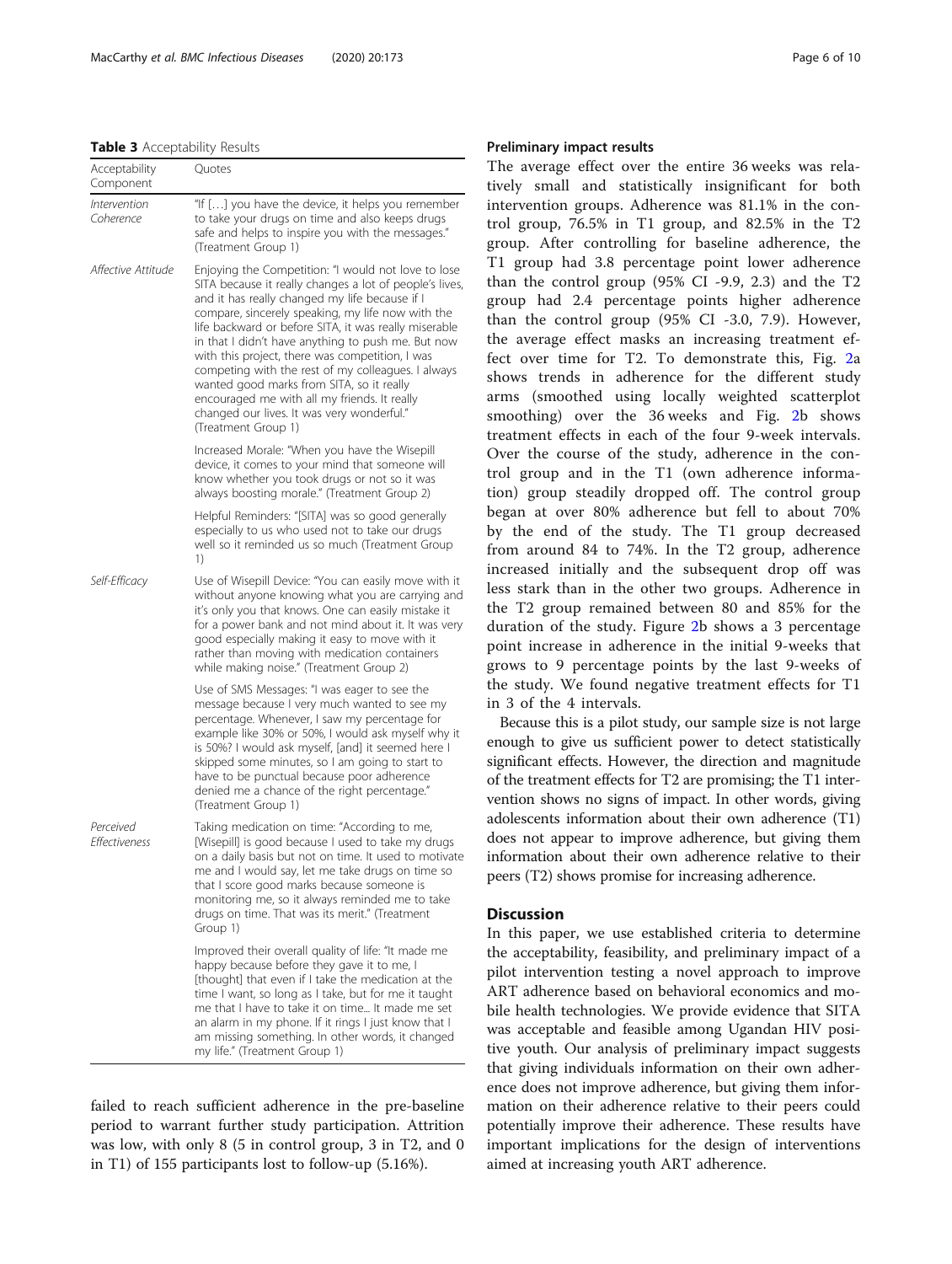**Table 3** Acceptability Results

| Acceptability Component | Quotes |
| --- | --- |
| *Intervention Coherence* | "If […] you have the device, it helps you remember to take your drugs on time and also keeps drugs safe and helps to inspire you with the messages." (Treatment Group 1) |
| *Affective Attitude* | Enjoying the Competition: "I would not love to lose SITA because it really changes a lot of people's lives, and it has really changed my life because if I compare, sincerely speaking, my life now with the life backward or before SITA, it was really miserable in that I didn't have anything to push me. But now with this project, there was competition, I was competing with the rest of my colleagues. I always wanted good marks from SITA, so it really encouraged me with all my friends. It really changed our lives. It was very wonderful." (Treatment Group 1) |
| | Increased Morale: "When you have the Wisepill device, it comes to your mind that someone will know whether you took drugs or not so it was always boosting morale." (Treatment Group 2) |
| | Helpful Reminders: "[SITA] was so good generally especially to us who used not to take our drugs well so it reminded us so much (Treatment Group 1) |
| *Self-Efficacy* | Use of Wisepill Device: "You can easily move with it without anyone knowing what you are carrying and it's only you that knows. One can easily mistake it for a power bank and not mind about it. It was very good especially making it easy to move with it rather than moving with medication containers while making noise." (Treatment Group 2) |
| | Use of SMS Messages: "I was eager to see the message because I very much wanted to see my percentage. Whenever, I saw my percentage for example like 30% or 50%, I would ask myself why it is 50%? I would ask myself, [and] it seemed here I skipped some minutes, so I am going to start to have to be punctual because poor adherence denied me a chance of the right percentage." (Treatment Group 1) |
| *Perceived Effectiveness* | Taking medication on time: "According to me, [Wisepill] is good because I used to take my drugs on a daily basis but not on time. It used to motivate me and I would say, let me take drugs on time so that I score good marks because someone is monitoring me, so it always reminded me to take drugs on time. That was its merit." (Treatment Group 1) |
| | Improved their overall quality of life: "It made me happy because before they gave it to me, I [thought] that even if I take the medication at the time I want, so long as I take, but for me it taught me that I have to take it on time... It made me set an alarm in my phone. If it rings I just know that I am missing something. In other words, it changed my life." (Treatment Group 1) |

failed to reach sufficient adherence in the pre-baseline period to warrant further study participation. Attrition was low, with only 8 (5 in control group, 3 in T2, and 0 in T1) of 155 participants lost to follow-up (5.16%).

### Preliminary impact results

The average effect over the entire 36 weeks was relatively small and statistically insignificant for both intervention groups. Adherence was 81.1% in the control group, 76.5% in T1 group, and 82.5% in the T2 group. After controlling for baseline adherence, the T1 group had 3.8 percentage point lower adherence than the control group (95% CI -9.9, 2.3) and the T2 group had 2.4 percentage points higher adherence than the control group (95% CI -3.0, 7.9). However, the average effect masks an increasing treatment effect over time for T2. To demonstrate this, Fig. 2a shows trends in adherence for the different study arms (smoothed using locally weighted scatterplot smoothing) over the 36 weeks and Fig. 2b shows treatment effects in each of the four 9-week intervals. Over the course of the study, adherence in the control group and in the T1 (own adherence information) group steadily dropped off. The control group began at over 80% adherence but fell to about 70% by the end of the study. The T1 group decreased from around 84 to 74%. In the T2 group, adherence increased initially and the subsequent drop off was less stark than in the other two groups. Adherence in the T2 group remained between 80 and 85% for the duration of the study. Figure 2b shows a 3 percentage point increase in adherence in the initial 9-weeks that grows to 9 percentage points by the last 9-weeks of the study. We found negative treatment effects for T1 in 3 of the 4 intervals.

Because this is a pilot study, our sample size is not large enough to give us sufficient power to detect statistically significant effects. However, the direction and magnitude of the treatment effects for T2 are promising; the T1 intervention shows no signs of impact. In other words, giving adolescents information about their own adherence (T1) does not appear to improve adherence, but giving them information about their own adherence relative to their peers (T2) shows promise for increasing adherence.

## Discussion

In this paper, we use established criteria to determine the acceptability, feasibility, and preliminary impact of a pilot intervention testing a novel approach to improve ART adherence based on behavioral economics and mobile health technologies. We provide evidence that SITA was acceptable and feasible among Ugandan HIV positive youth. Our analysis of preliminary impact suggests that giving individuals information on their own adherence does not improve adherence, but giving them information on their adherence relative to their peers could potentially improve their adherence. These results have important implications for the design of interventions aimed at increasing youth ART adherence.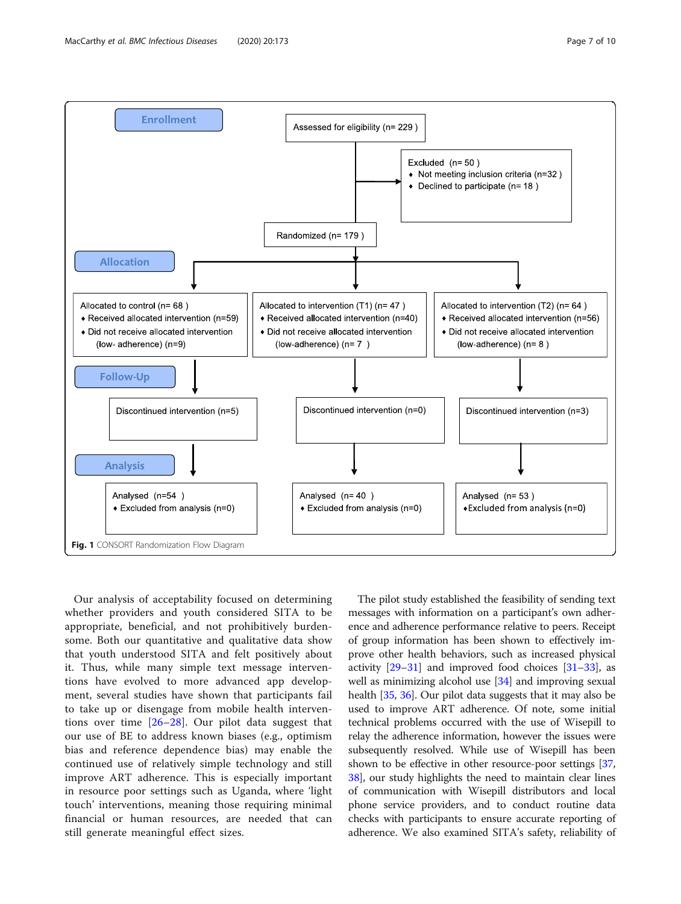**Enrollment**

Assessed for eligibility (n= 229 )

Excluded (n= 50 )
- Not meeting inclusion criteria (n=32 )
- Declined to participate (n= 18 )

Randomized (n= 179 )

**Allocation**

Allocated to control (n= 68 )
- Received allocated intervention (n=59)
- Did not receive allocated intervention (low- adherence) (n=9)

Allocated to intervention (T1) (n= 47 )
- Received allocated intervention (n=40)
- Did not receive allocated intervention (low-adherence) (n= 7 )

Allocated to intervention (T2) (n= 64 )
- Received allocated intervention (n=56)
- Did not receive allocated intervention (low-adherence) (n= 8 )

**Follow-Up**

Discontinued intervention (n=5)

Discontinued intervention (n=0)

Discontinued intervention (n=3)

**Analysis**

Analysed (n=54 )
- Excluded from analysis (n=0)

Analysed (n= 40 )
- Excluded from analysis (n=0)

Analysed (n= 53 )
- Excluded from analysis (n=0)

**Fig. 1** CONSORT Randomization Flow Diagram

Our analysis of acceptability focused on determining whether providers and youth considered SITA to be appropriate, beneficial, and not prohibitively burdensome. Both our quantitative and qualitative data show that youth understood SITA and felt positively about it. Thus, while many simple text message interventions have evolved to more advanced app development, several studies have shown that participants fail to take up or disengage from mobile health interventions over time [26–28]. Our pilot data suggest that our use of BE to address known biases (e.g., optimism bias and reference dependence bias) may enable the continued use of relatively simple technology and still improve ART adherence. This is especially important in resource poor settings such as Uganda, where 'light touch' interventions, meaning those requiring minimal financial or human resources, are needed that can still generate meaningful effect sizes.

The pilot study established the feasibility of sending text messages with information on a participant's own adherence and adherence performance relative to peers. Receipt of group information has been shown to effectively improve other health behaviors, such as increased physical activity [29–31] and improved food choices [31–33], as well as minimizing alcohol use [34] and improving sexual health [35, 36]. Our pilot data suggests that it may also be used to improve ART adherence. Of note, some initial technical problems occurred with the use of Wisepill to relay the adherence information, however the issues were subsequently resolved. While use of Wisepill has been shown to be effective in other resource-poor settings [37, 38], our study highlights the need to maintain clear lines of communication with Wisepill distributors and local phone service providers, and to conduct routine data checks with participants to ensure accurate reporting of adherence. We also examined SITA's safety, reliability of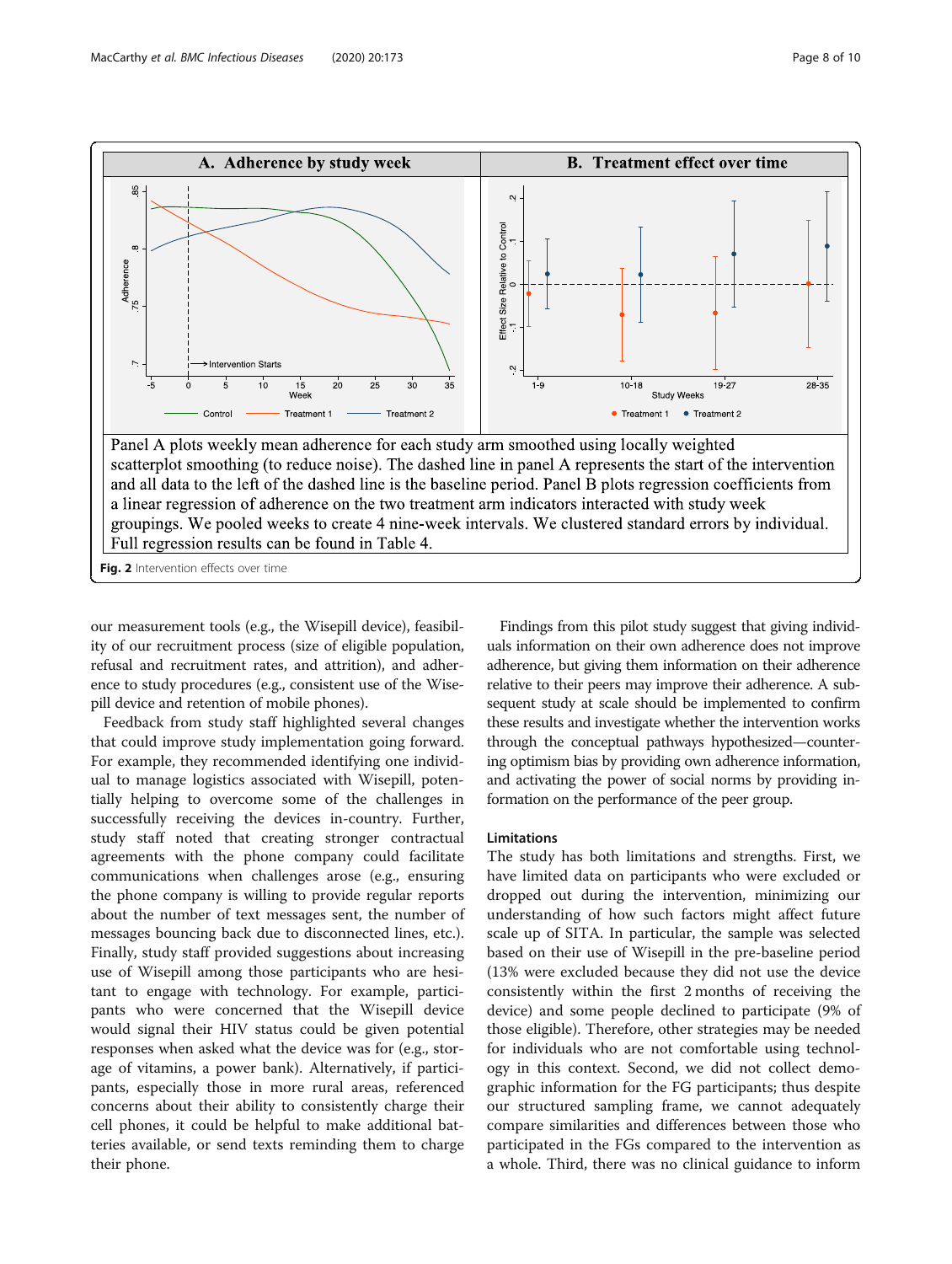Panel A plots weekly mean adherence for each study arm smoothed using locally weighted scatterplot smoothing (to reduce noise). The dashed line in panel A represents the start of the intervention and all data to the left of the dashed line is the baseline period. Panel B plots regression coefficients from a linear regression of adherence on the two treatment arm indicators interacted with study week groupings. We pooled weeks to create 4 nine-week intervals. We clustered standard errors by individual. Full regression results can be found in Table 4.

**Fig. 2** Intervention effects over time

our measurement tools (e.g., the Wisepill device), feasibility of our recruitment process (size of eligible population, refusal and recruitment rates, and attrition), and adherence to study procedures (e.g., consistent use of the Wisepill device and retention of mobile phones).

Feedback from study staff highlighted several changes that could improve study implementation going forward. For example, they recommended identifying one individual to manage logistics associated with Wisepill, potentially helping to overcome some of the challenges in successfully receiving the devices in-country. Further, study staff noted that creating stronger contractual agreements with the phone company could facilitate communications when challenges arose (e.g., ensuring the phone company is willing to provide regular reports about the number of text messages sent, the number of messages bouncing back due to disconnected lines, etc.). Finally, study staff provided suggestions about increasing use of Wisepill among those participants who are hesitant to engage with technology. For example, participants who were concerned that the Wisepill device would signal their HIV status could be given potential responses when asked what the device was for (e.g., storage of vitamins, a power bank). Alternatively, if participants, especially those in more rural areas, referenced concerns about their ability to consistently charge their cell phones, it could be helpful to make additional batteries available, or send texts reminding them to charge their phone.

Findings from this pilot study suggest that giving individuals information on their own adherence does not improve adherence, but giving them information on their adherence relative to their peers may improve their adherence. A subsequent study at scale should be implemented to confirm these results and investigate whether the intervention works through the conceptual pathways hypothesized—countering optimism bias by providing own adherence information, and activating the power of social norms by providing information on the performance of the peer group.

#### Limitations

The study has both limitations and strengths. First, we have limited data on participants who were excluded or dropped out during the intervention, minimizing our understanding of how such factors might affect future scale up of SITA. In particular, the sample was selected based on their use of Wisepill in the pre-baseline period (13% were excluded because they did not use the device consistently within the first 2 months of receiving the device) and some people declined to participate (9% of those eligible). Therefore, other strategies may be needed for individuals who are not comfortable using technology in this context. Second, we did not collect demographic information for the FG participants; thus despite our structured sampling frame, we cannot adequately compare similarities and differences between those who participated in the FGs compared to the intervention as a whole. Third, there was no clinical guidance to inform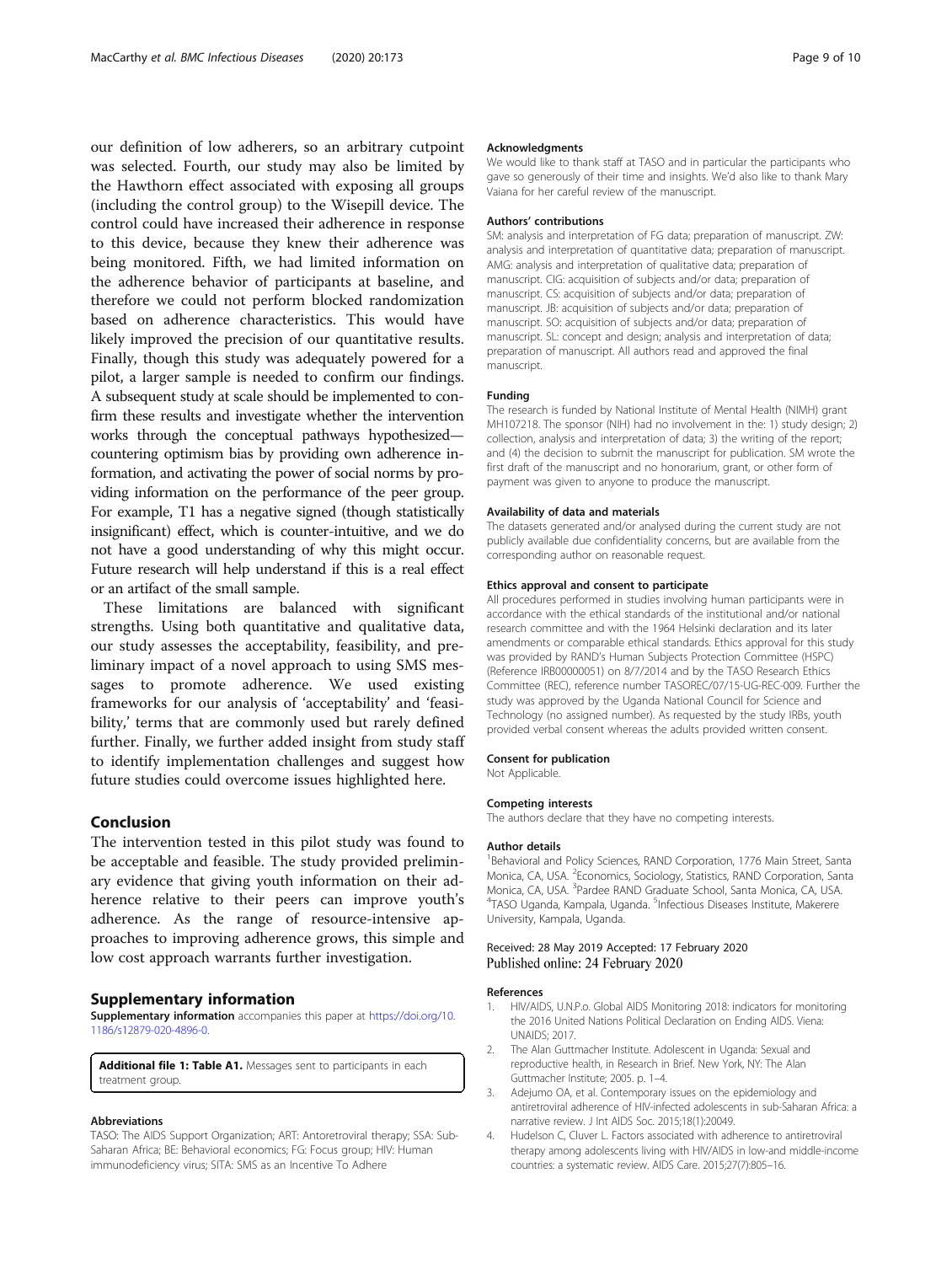our definition of low adherers, so an arbitrary cutpoint was selected. Fourth, our study may also be limited by the Hawthorn effect associated with exposing all groups (including the control group) to the Wisepill device. The control could have increased their adherence in response to this device, because they knew their adherence was being monitored. Fifth, we had limited information on the adherence behavior of participants at baseline, and therefore we could not perform blocked randomization based on adherence characteristics. This would have likely improved the precision of our quantitative results. Finally, though this study was adequately powered for a pilot, a larger sample is needed to confirm our findings. A subsequent study at scale should be implemented to confirm these results and investigate whether the intervention works through the conceptual pathways hypothesized—countering optimism bias by providing own adherence information, and activating the power of social norms by providing information on the performance of the peer group. For example, T1 has a negative signed (though statistically insignificant) effect, which is counter-intuitive, and we do not have a good understanding of why this might occur. Future research will help understand if this is a real effect or an artifact of the small sample.

These limitations are balanced with significant strengths. Using both quantitative and qualitative data, our study assesses the acceptability, feasibility, and preliminary impact of a novel approach to using SMS messages to promote adherence. We used existing frameworks for our analysis of 'acceptability' and 'feasibility,' terms that are commonly used but rarely defined further. Finally, we further added insight from study staff to identify implementation challenges and suggest how future studies could overcome issues highlighted here.

## Conclusion

The intervention tested in this pilot study was found to be acceptable and feasible. The study provided preliminary evidence that giving youth information on their adherence relative to their peers can improve youth's adherence. As the range of resource-intensive approaches to improving adherence grows, this simple and low cost approach warrants further investigation.

## Supplementary information

**Supplementary information** accompanies this paper at https://doi.org/10.1186/s12879-020-4896-0.

**Additional file 1: Table A1.** Messages sent to participants in each treatment group.

#### Abbreviations

TASO: The AIDS Support Organization; ART: Antoretroviral therapy; SSA: Sub-Saharan Africa; BE: Behavioral economics; FG: Focus group; HIV: Human immunodeficiency virus; SITA: SMS as an Incentive To Adhere

#### Acknowledgments

We would like to thank staff at TASO and in particular the participants who gave so generously of their time and insights. We'd also like to thank Mary Vaiana for her careful review of the manuscript.

#### Authors' contributions

SM: analysis and interpretation of FG data; preparation of manuscript. ZW: analysis and interpretation of quantitative data; preparation of manuscript. AMG: analysis and interpretation of qualitative data; preparation of manuscript. CIG: acquisition of subjects and/or data; preparation of manuscript. CS: acquisition of subjects and/or data; preparation of manuscript. JB: acquisition of subjects and/or data; preparation of manuscript. SO: acquisition of subjects and/or data; preparation of manuscript. SL: concept and design; analysis and interpretation of data; preparation of manuscript. All authors read and approved the final manuscript.

#### Funding

The research is funded by National Institute of Mental Health (NIMH) grant MH107218. The sponsor (NIH) had no involvement in the: 1) study design; 2) collection, analysis and interpretation of data; 3) the writing of the report; and (4) the decision to submit the manuscript for publication. SM wrote the first draft of the manuscript and no honorarium, grant, or other form of payment was given to anyone to produce the manuscript.

#### Availability of data and materials

The datasets generated and/or analysed during the current study are not publicly available due confidentiality concerns, but are available from the corresponding author on reasonable request.

#### Ethics approval and consent to participate

All procedures performed in studies involving human participants were in accordance with the ethical standards of the institutional and/or national research committee and with the 1964 Helsinki declaration and its later amendments or comparable ethical standards. Ethics approval for this study was provided by RAND's Human Subjects Protection Committee (HSPC) (Reference IRB00000051) on 8/7/2014 and by the TASO Research Ethics Committee (REC), reference number TASOREC/07/15-UG-REC-009. Further the study was approved by the Uganda National Council for Science and Technology (no assigned number). As requested by the study IRBs, youth provided verbal consent whereas the adults provided written consent.

#### Consent for publication

Not Applicable.

#### Competing interests

The authors declare that they have no competing interests.

#### Author details

[1]Behavioral and Policy Sciences, RAND Corporation, 1776 Main Street, Santa Monica, CA, USA. [2]Economics, Sociology, Statistics, RAND Corporation, Santa Monica, CA, USA. [3]Pardee RAND Graduate School, Santa Monica, CA, USA. [4]TASO Uganda, Kampala, Uganda. [5]Infectious Diseases Institute, Makerere University, Kampala, Uganda.

Received: 28 May 2019 Accepted: 17 February 2020
Published online: 24 February 2020

#### References

1. HIV/AIDS, U.N.P.o. Global AIDS Monitoring 2018: indicators for monitoring the 2016 United Nations Political Declaration on Ending AIDS. Viena: UNAIDS; 2017.
2. The Alan Guttmacher Institute. Adolescent in Uganda: Sexual and reproductive health, in Research in Brief. New York, NY: The Alan Guttmacher Institute; 2005. p. 1–4.
3. Adejumo OA, et al. Contemporary issues on the epidemiology and antiretroviral adherence of HIV-infected adolescents in sub-Saharan Africa: a narrative review. J Int AIDS Soc. 2015;18(1):20049.
4. Hudelson C, Cluver L. Factors associated with adherence to antiretroviral therapy among adolescents living with HIV/AIDS in low-and middle-income countries: a systematic review. AIDS Care. 2015;27(7):805–16.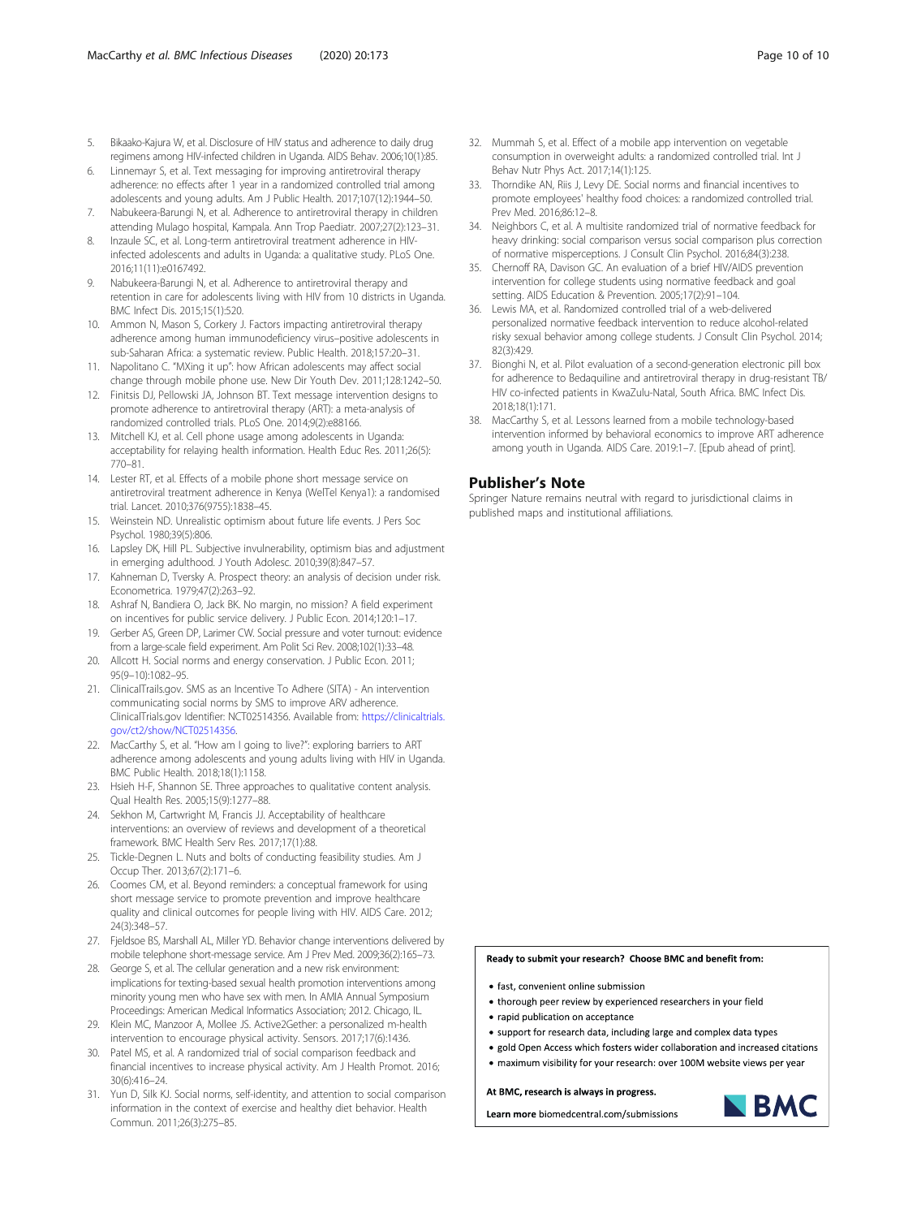5. Bikaako-Kajura W, et al. Disclosure of HIV status and adherence to daily drug regimens among HIV-infected children in Uganda. AIDS Behav. 2006;10(1):85.
6. Linnemayr S, et al. Text messaging for improving antiretroviral therapy adherence: no effects after 1 year in a randomized controlled trial among adolescents and young adults. Am J Public Health. 2017;107(12):1944–50.
7. Nabukeera-Barungi N, et al. Adherence to antiretroviral therapy in children attending Mulago hospital, Kampala. Ann Trop Paediatr. 2007;27(2):123–31.
8. Inzaule SC, et al. Long-term antiretroviral treatment adherence in HIV-infected adolescents and adults in Uganda: a qualitative study. PLoS One. 2016;11(11):e0167492.
9. Nabukeera-Barungi N, et al. Adherence to antiretroviral therapy and retention in care for adolescents living with HIV from 10 districts in Uganda. BMC Infect Dis. 2015;15(1):520.
10. Ammon N, Mason S, Corkery J. Factors impacting antiretroviral therapy adherence among human immunodeficiency virus–positive adolescents in sub-Saharan Africa: a systematic review. Public Health. 2018;157:20–31.
11. Napolitano C. "MXing it up": how African adolescents may affect social change through mobile phone use. New Dir Youth Dev. 2011;128:1242–50.
12. Finitsis DJ, Pellowski JA, Johnson BT. Text message intervention designs to promote adherence to antiretroviral therapy (ART): a meta-analysis of randomized controlled trials. PLoS One. 2014;9(2):e88166.
13. Mitchell KJ, et al. Cell phone usage among adolescents in Uganda: acceptability for relaying health information. Health Educ Res. 2011;26(5):770–81.
14. Lester RT, et al. Effects of a mobile phone short message service on antiretroviral treatment adherence in Kenya (WelTel Kenya1): a randomised trial. Lancet. 2010;376(9755):1838–45.
15. Weinstein ND. Unrealistic optimism about future life events. J Pers Soc Psychol. 1980;39(5):806.
16. Lapsley DK, Hill PL. Subjective invulnerability, optimism bias and adjustment in emerging adulthood. J Youth Adolesc. 2010;39(8):847–57.
17. Kahneman D, Tversky A. Prospect theory: an analysis of decision under risk. Econometrica. 1979;47(2):263–92.
18. Ashraf N, Bandiera O, Jack BK. No margin, no mission? A field experiment on incentives for public service delivery. J Public Econ. 2014;120:1–17.
19. Gerber AS, Green DP, Larimer CW. Social pressure and voter turnout: evidence from a large-scale field experiment. Am Polit Sci Rev. 2008;102(1):33–48.
20. Allcott H. Social norms and energy conservation. J Public Econ. 2011;95(9–10):1082–95.
21. ClinicalTrails.gov. SMS as an Incentive To Adhere (SITA) - An intervention communicating social norms by SMS to improve ARV adherence. ClinicalTrials.gov Identifier: NCT02514356. Available from: https://clinicaltrials.gov/ct2/show/NCT02514356.
22. MacCarthy S, et al. "How am I going to live?": exploring barriers to ART adherence among adolescents and young adults living with HIV in Uganda. BMC Public Health. 2018;18(1):1158.
23. Hsieh H-F, Shannon SE. Three approaches to qualitative content analysis. Qual Health Res. 2005;15(9):1277–88.
24. Sekhon M, Cartwright M, Francis JJ. Acceptability of healthcare interventions: an overview of reviews and development of a theoretical framework. BMC Health Serv Res. 2017;17(1):88.
25. Tickle-Degnen L. Nuts and bolts of conducting feasibility studies. Am J Occup Ther. 2013;67(2):171–6.
26. Coomes CM, et al. Beyond reminders: a conceptual framework for using short message service to promote prevention and improve healthcare quality and clinical outcomes for people living with HIV. AIDS Care. 2012;24(3):348–57.
27. Fjeldsoe BS, Marshall AL, Miller YD. Behavior change interventions delivered by mobile telephone short-message service. Am J Prev Med. 2009;36(2):165–73.
28. George S, et al. The cellular generation and a new risk environment: implications for texting-based sexual health promotion interventions among minority young men who have sex with men. In AMIA Annual Symposium Proceedings: American Medical Informatics Association; 2012. Chicago, IL.
29. Klein MC, Manzoor A, Mollee JS. Active2Gether: a personalized m-health intervention to encourage physical activity. Sensors. 2017;17(6):1436.
30. Patel MS, et al. A randomized trial of social comparison feedback and financial incentives to increase physical activity. Am J Health Promot. 2016;30(6):416–24.
31. Yun D, Silk KJ. Social norms, self-identity, and attention to social comparison information in the context of exercise and healthy diet behavior. Health Commun. 2011;26(3):275–85.
32. Mummah S, et al. Effect of a mobile app intervention on vegetable consumption in overweight adults: a randomized controlled trial. Int J Behav Nutr Phys Act. 2017;14(1):125.
33. Thorndike AN, Riis J, Levy DE. Social norms and financial incentives to promote employees' healthy food choices: a randomized controlled trial. Prev Med. 2016;86:12–8.
34. Neighbors C, et al. A multisite randomized trial of normative feedback for heavy drinking: social comparison versus social comparison plus correction of normative misperceptions. J Consult Clin Psychol. 2016;84(3):238.
35. Chernoff RA, Davison GC. An evaluation of a brief HIV/AIDS prevention intervention for college students using normative feedback and goal setting. AIDS Education & Prevention. 2005;17(2):91–104.
36. Lewis MA, et al. Randomized controlled trial of a web-delivered personalized normative feedback intervention to reduce alcohol-related risky sexual behavior among college students. J Consult Clin Psychol. 2014;82(3):429.
37. Bionghi N, et al. Pilot evaluation of a second-generation electronic pill box for adherence to Bedaquiline and antiretroviral therapy in drug-resistant TB/HIV co-infected patients in KwaZulu-Natal, South Africa. BMC Infect Dis. 2018;18(1):171.
38. MacCarthy S, et al. Lessons learned from a mobile technology-based intervention informed by behavioral economics to improve ART adherence among youth in Uganda. AIDS Care. 2019:1–7. [Epub ahead of print].

## Publisher's Note

Springer Nature remains neutral with regard to jurisdictional claims in published maps and institutional affiliations.

**Ready to submit your research? Choose BMC and benefit from:**

- fast, convenient online submission
- thorough peer review by experienced researchers in your field
- rapid publication on acceptance
- support for research data, including large and complex data types
- gold Open Access which fosters wider collaboration and increased citations
- maximum visibility for your research: over 100M website views per year

**At BMC, research is always in progress.**

**Learn more** biomedcentral.com/submissions

BMC